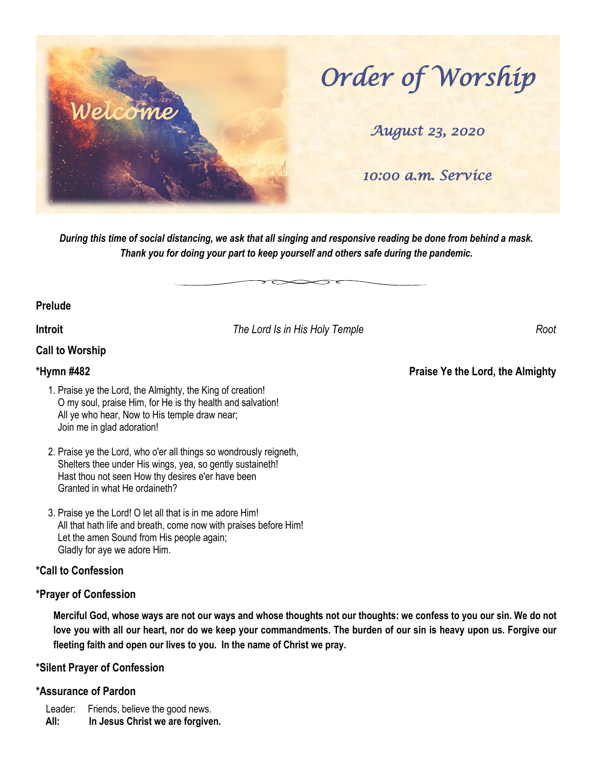Welcome

# Order of Worship

*August 23, 2020*

*10:00 a.m. Service*

***During this time of social distancing, we ask that all singing and responsive reading be done from behind a mask. Thank you for doing your part to keep yourself and others safe during the pandemic.***

**Prelude**

**Introit** — *The Lord Is in His Holy Temple* — *Root*

**Call to Worship**

**\*Hymn #482** — **Praise Ye the Lord, the Almighty**

1. Praise ye the Lord, the Almighty, the King of creation!
   O my soul, praise Him, for He is thy health and salvation!
   All ye who hear, Now to His temple draw near;
   Join me in glad adoration!

2. Praise ye the Lord, who o'er all things so wondrously reigneth,
   Shelters thee under His wings, yea, so gently sustaineth!
   Hast thou not seen How thy desires e'er have been
   Granted in what He ordaineth?

3. Praise ye the Lord! O let all that is in me adore Him!
   All that hath life and breath, come now with praises before Him!
   Let the amen Sound from His people again;
   Gladly for aye we adore Him.

**\*Call to Confession**

**\*Prayer of Confession**

**Merciful God, whose ways are not our ways and whose thoughts not our thoughts: we confess to you our sin. We do not love you with all our heart, nor do we keep your commandments. The burden of our sin is heavy upon us. Forgive our fleeting faith and open our lives to you. In the name of Christ we pray.**

**\*Silent Prayer of Confession**

**\*Assurance of Pardon**

Leader: Friends, believe the good news.
**All: In Jesus Christ we are forgiven.**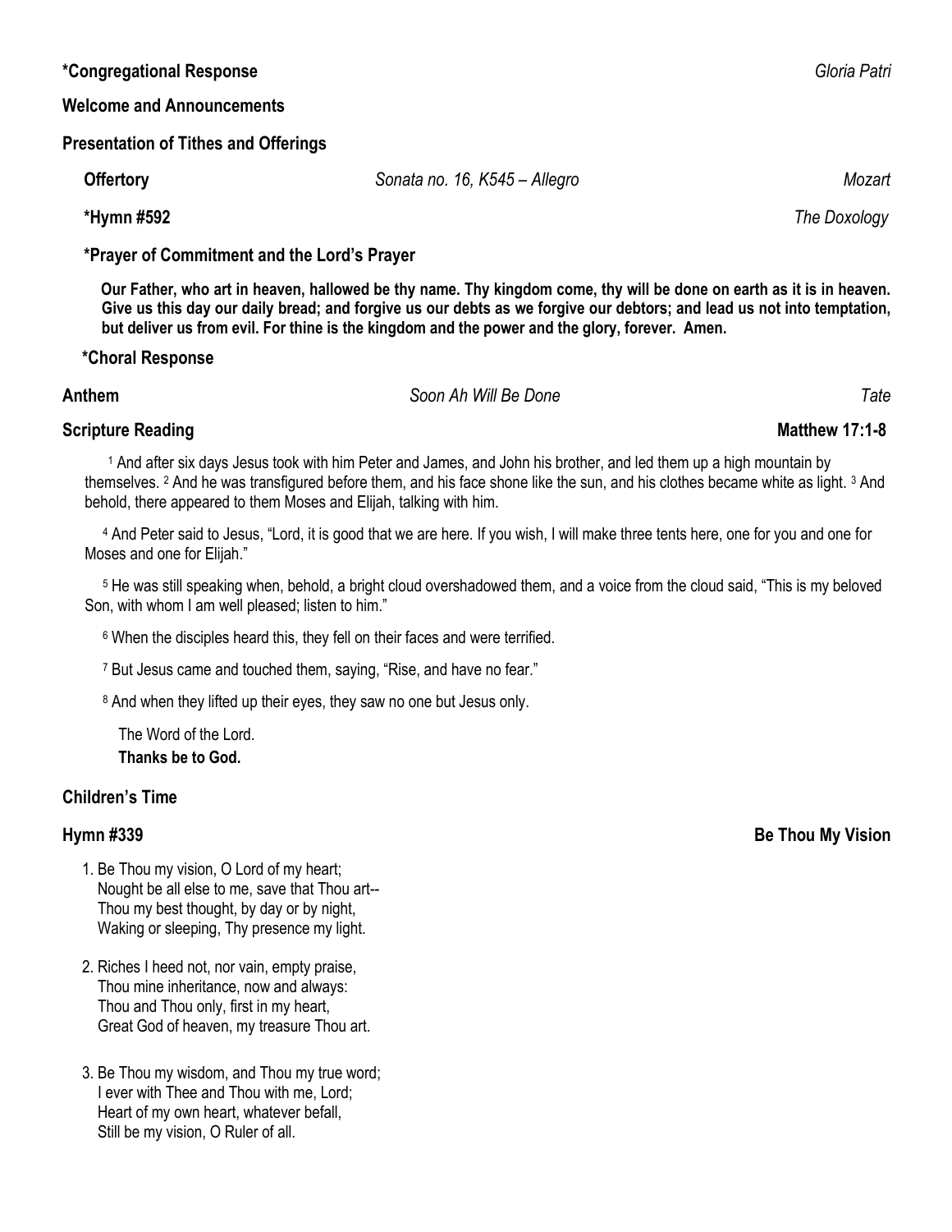**\*Congregational Response** *Gloria Patri*

**Welcome and Announcements**

**Presentation of Tithes and Offerings**

**Offertory** *Sonata no. 16, K545 – Allegro* *Mozart*

**\*Hymn #592** *The Doxology*

**\*Prayer of Commitment and the Lord's Prayer**

**Our Father, who art in heaven, hallowed be thy name. Thy kingdom come, thy will be done on earth as it is in heaven. Give us this day our daily bread; and forgive us our debts as we forgive our debtors; and lead us not into temptation, but deliver us from evil. For thine is the kingdom and the power and the glory, forever. Amen.**

**\*Choral Response**

**Anthem** *Soon Ah Will Be Done* *Tate*

**Scripture Reading** **Matthew 17:1-8**

1 And after six days Jesus took with him Peter and James, and John his brother, and led them up a high mountain by themselves. 2 And he was transfigured before them, and his face shone like the sun, and his clothes became white as light. 3 And behold, there appeared to them Moses and Elijah, talking with him.

4 And Peter said to Jesus, "Lord, it is good that we are here. If you wish, I will make three tents here, one for you and one for Moses and one for Elijah."

5 He was still speaking when, behold, a bright cloud overshadowed them, and a voice from the cloud said, "This is my beloved Son, with whom I am well pleased; listen to him."

6 When the disciples heard this, they fell on their faces and were terrified.

7 But Jesus came and touched them, saying, "Rise, and have no fear."

8 And when they lifted up their eyes, they saw no one but Jesus only.

The Word of the Lord.
**Thanks be to God.**

**Children's Time**

**Hymn #339** **Be Thou My Vision**

1. Be Thou my vision, O Lord of my heart;
   Nought be all else to me, save that Thou art--
   Thou my best thought, by day or by night,
   Waking or sleeping, Thy presence my light.

2. Riches I heed not, nor vain, empty praise,
   Thou mine inheritance, now and always:
   Thou and Thou only, first in my heart,
   Great God of heaven, my treasure Thou art.

3. Be Thou my wisdom, and Thou my true word;
   I ever with Thee and Thou with me, Lord;
   Heart of my own heart, whatever befall,
   Still be my vision, O Ruler of all.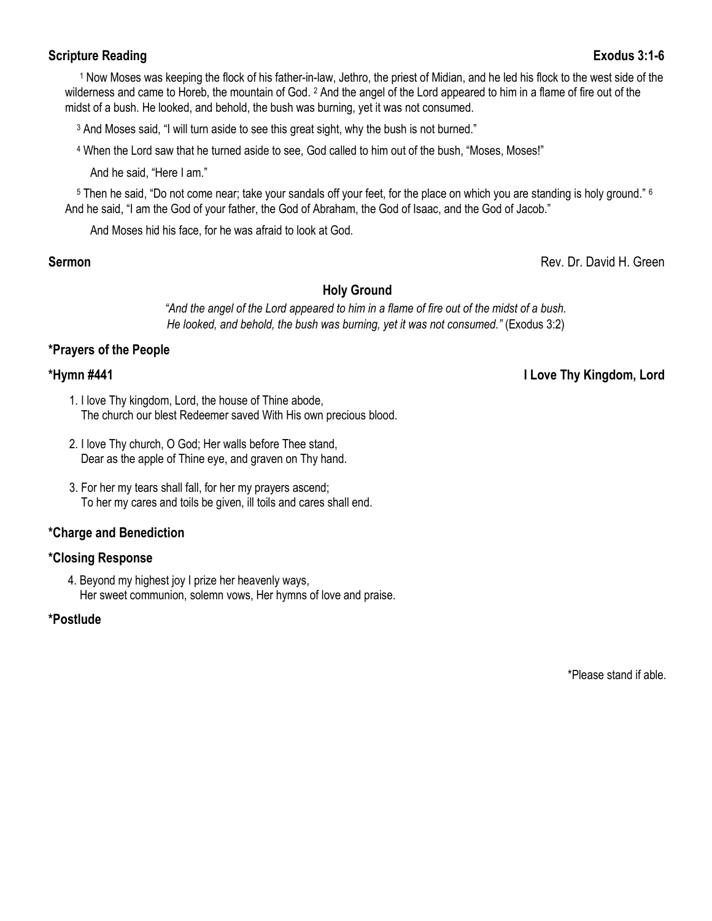**Scripture Reading** **Exodus 3:1-6**

[1] Now Moses was keeping the flock of his father-in-law, Jethro, the priest of Midian, and he led his flock to the west side of the wilderness and came to Horeb, the mountain of God. [2] And the angel of the Lord appeared to him in a flame of fire out of the midst of a bush. He looked, and behold, the bush was burning, yet it was not consumed.

[3] And Moses said, "I will turn aside to see this great sight, why the bush is not burned."

[4] When the Lord saw that he turned aside to see, God called to him out of the bush, "Moses, Moses!"

And he said, "Here I am."

[5] Then he said, "Do not come near; take your sandals off your feet, for the place on which you are standing is holy ground." [6] And he said, "I am the God of your father, the God of Abraham, the God of Isaac, and the God of Jacob."

And Moses hid his face, for he was afraid to look at God.

**Sermon** Rev. Dr. David H. Green

**Holy Ground**

*"And the angel of the Lord appeared to him in a flame of fire out of the midst of a bush. He looked, and behold, the bush was burning, yet it was not consumed."* (Exodus 3:2)

**\*Prayers of the People**

**\*Hymn #441** **I Love Thy Kingdom, Lord**

1. I love Thy kingdom, Lord, the house of Thine abode,
   The church our blest Redeemer saved With His own precious blood.

2. I love Thy church, O God; Her walls before Thee stand,
   Dear as the apple of Thine eye, and graven on Thy hand.

3. For her my tears shall fall, for her my prayers ascend;
   To her my cares and toils be given, ill toils and cares shall end.

**\*Charge and Benediction**

**\*Closing Response**

4. Beyond my highest joy I prize her heavenly ways,
   Her sweet communion, solemn vows, Her hymns of love and praise.

**\*Postlude**

\*Please stand if able.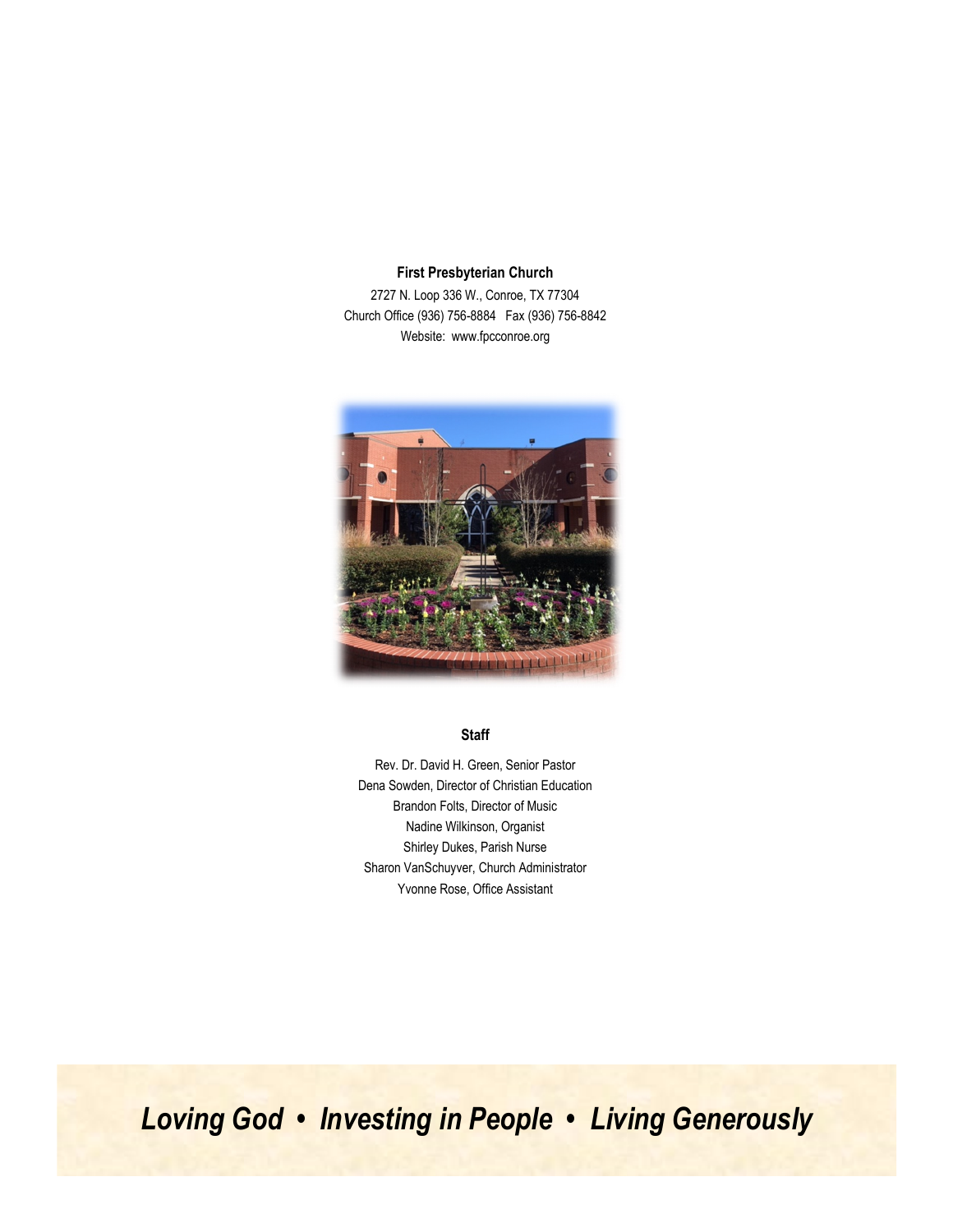**First Presbyterian Church**

2727 N. Loop 336 W., Conroe, TX 77304

Church Office (936) 756-8884   Fax (936) 756-8842

Website:  www.fpcconroe.org

**Staff**

Rev. Dr. David H. Green, Senior Pastor

Dena Sowden, Director of Christian Education

Brandon Folts, Director of Music

Nadine Wilkinson, Organist

Shirley Dukes, Parish Nurse

Sharon VanSchuyver, Church Administrator

Yvonne Rose, Office Assistant

***Loving God • Investing in People • Living Generously***